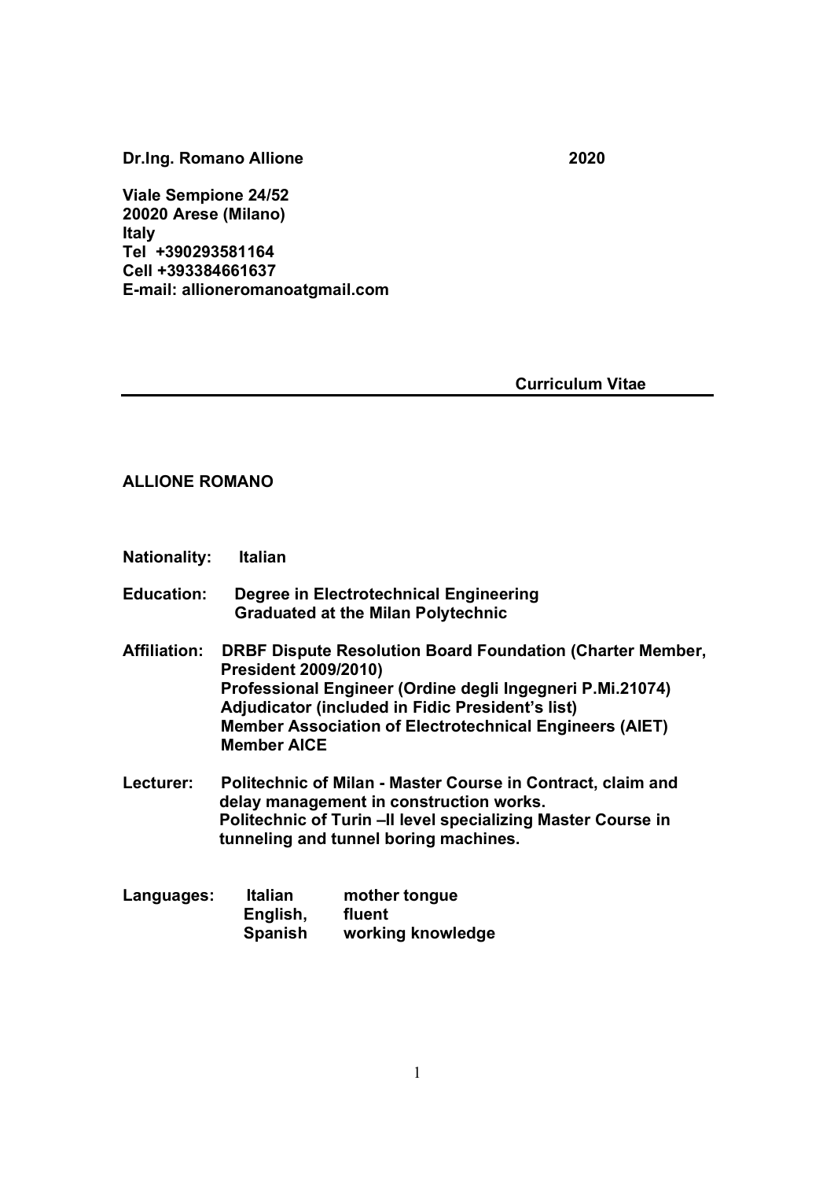**Dr.Ing. Romano Allione** **2020**

**Viale Sempione 24/52**
**20020 Arese (Milano)**
**Italy**
**Tel +390293581164**
**Cell +393384661637**
**E-mail: allioneromanoatgmail.com**

**Curriculum Vitae**

---

**ALLIONE ROMANO**

**Nationality:** **Italian**

**Education:** **Degree in Electrotechnical Engineering**
**Graduated at the Milan Polytechnic**

**Affiliation:** **DRBF Dispute Resolution Board Foundation (Charter Member, President 2009/2010)**
**Professional Engineer (Ordine degli Ingegneri P.Mi.21074)**
**Adjudicator (included in Fidic President's list)**
**Member Association of Electrotechnical Engineers (AIET)**
**Member AICE**

**Lecturer:** **Politechnic of Milan - Master Course in Contract, claim and delay management in construction works.**
**Politechnic of Turin –II level specializing Master Course in tunneling and tunnel boring machines.**

**Languages:**

| | | |
|---|---|---|
| | **Italian** | **mother tongue** |
| | **English,** | **fluent** |
| | **Spanish** | **working knowledge** |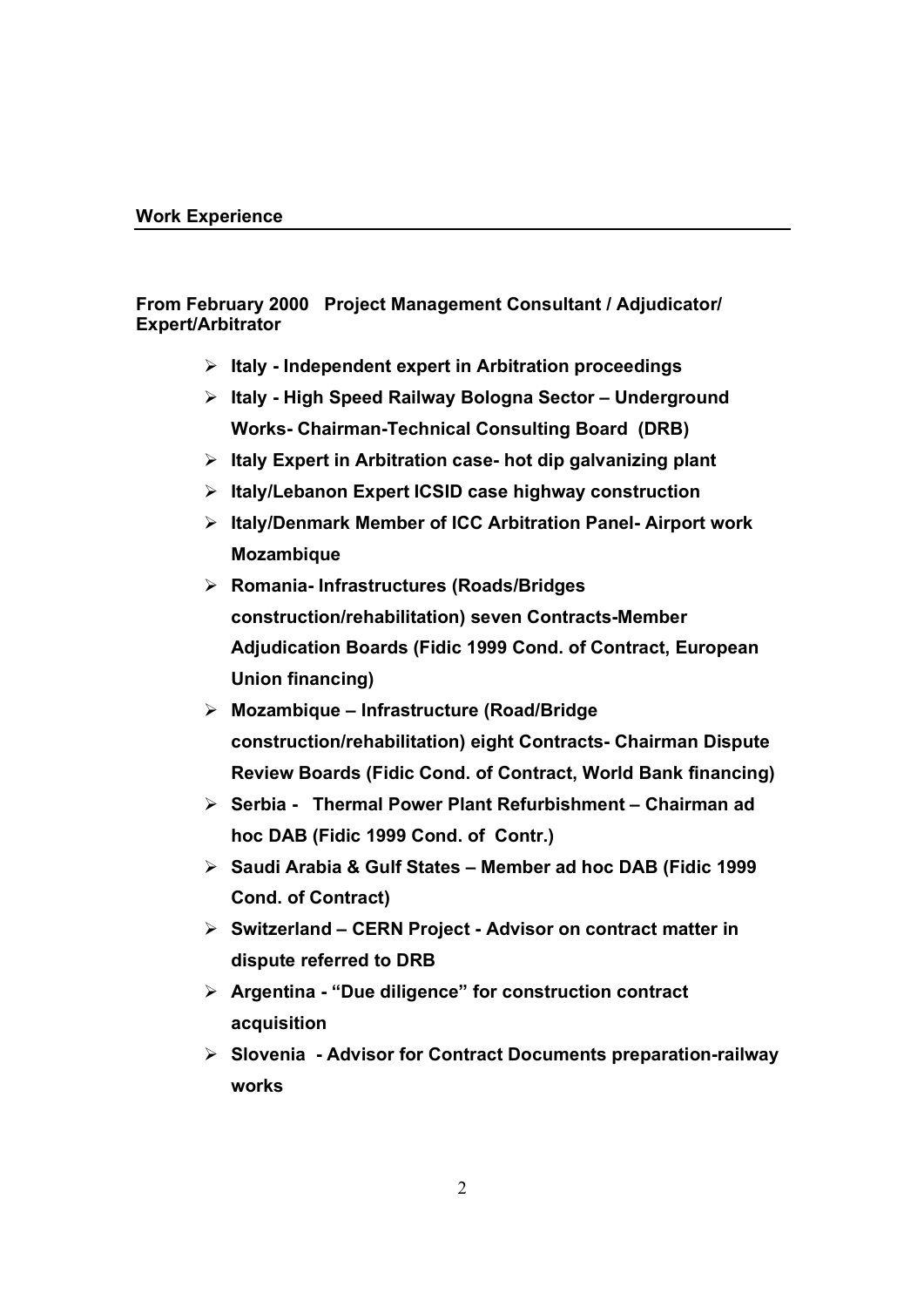## Work Experience

**From February 2000 Project Management Consultant / Adjudicator/ Expert/Arbitrator**

- **Italy - Independent expert in Arbitration proceedings**
- **Italy - High Speed Railway Bologna Sector – Underground Works- Chairman-Technical Consulting Board (DRB)**
- **Italy Expert in Arbitration case- hot dip galvanizing plant**
- **Italy/Lebanon Expert ICSID case highway construction**
- **Italy/Denmark Member of ICC Arbitration Panel- Airport work Mozambique**
- **Romania- Infrastructures (Roads/Bridges construction/rehabilitation) seven Contracts-Member Adjudication Boards (Fidic 1999 Cond. of Contract, European Union financing)**
- **Mozambique – Infrastructure (Road/Bridge construction/rehabilitation) eight Contracts- Chairman Dispute Review Boards (Fidic Cond. of Contract, World Bank financing)**
- **Serbia - Thermal Power Plant Refurbishment – Chairman ad hoc DAB (Fidic 1999 Cond. of Contr.)**
- **Saudi Arabia & Gulf States – Member ad hoc DAB (Fidic 1999 Cond. of Contract)**
- **Switzerland – CERN Project - Advisor on contract matter in dispute referred to DRB**
- **Argentina - "Due diligence" for construction contract acquisition**
- **Slovenia - Advisor for Contract Documents preparation-railway works**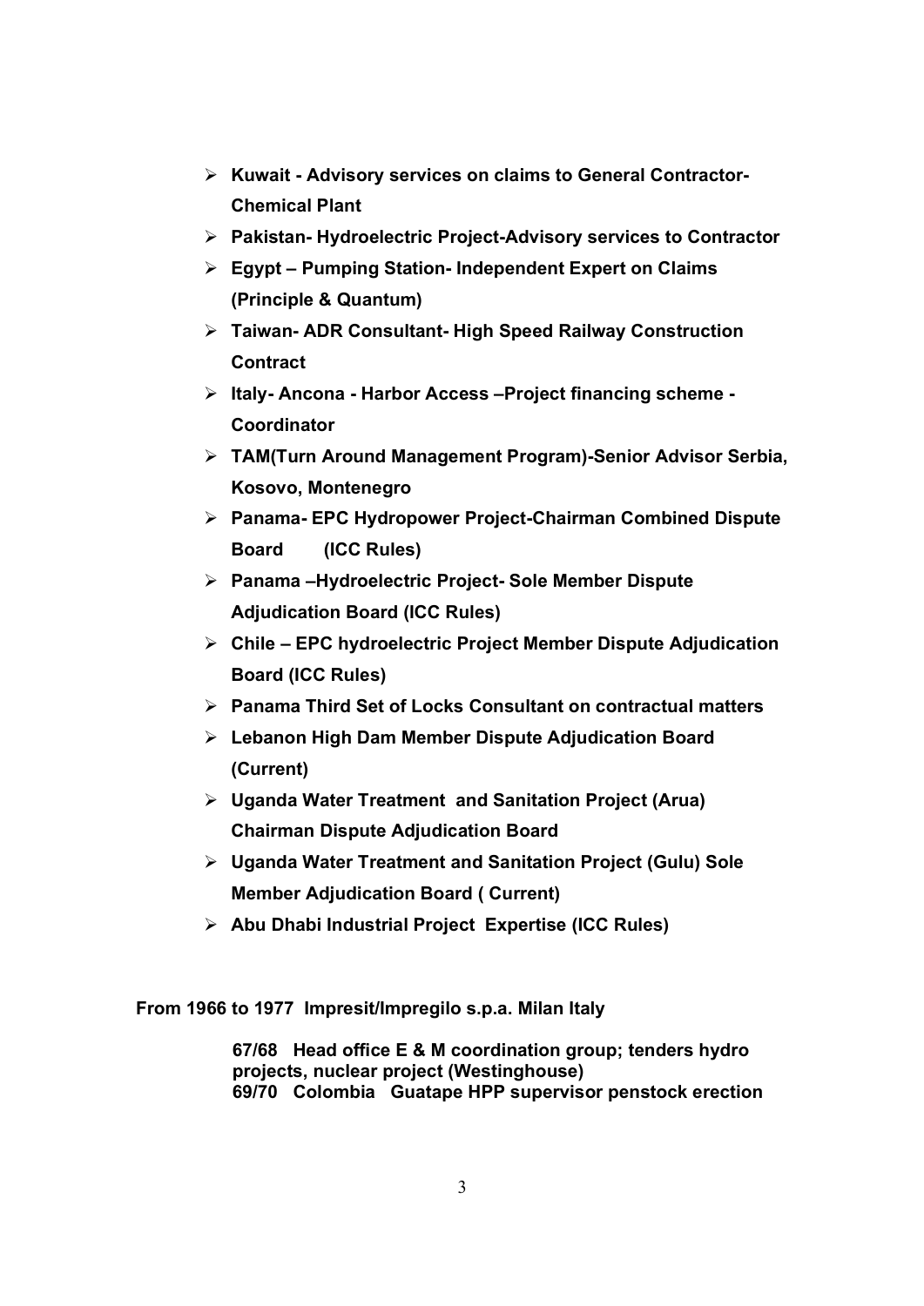- **Kuwait - Advisory services on claims to General Contractor-Chemical Plant**
- **Pakistan- Hydroelectric Project-Advisory services to Contractor**
- **Egypt – Pumping Station- Independent Expert on Claims (Principle & Quantum)**
- **Taiwan- ADR Consultant- High Speed Railway Construction Contract**
- **Italy- Ancona - Harbor Access –Project financing scheme - Coordinator**
- **TAM(Turn Around Management Program)-Senior Advisor Serbia, Kosovo, Montenegro**
- **Panama- EPC Hydropower Project-Chairman Combined Dispute Board (ICC Rules)**
- **Panama –Hydroelectric Project- Sole Member Dispute Adjudication Board (ICC Rules)**
- **Chile – EPC hydroelectric Project Member Dispute Adjudication Board (ICC Rules)**
- **Panama Third Set of Locks Consultant on contractual matters**
- **Lebanon High Dam Member Dispute Adjudication Board (Current)**
- **Uganda Water Treatment and Sanitation Project (Arua) Chairman Dispute Adjudication Board**
- **Uganda Water Treatment and Sanitation Project (Gulu) Sole Member Adjudication Board ( Current)**
- **Abu Dhabi Industrial Project Expertise (ICC Rules)**

**From 1966 to 1977 Impresit/Impregilo s.p.a. Milan Italy**

**67/68 Head office E & M coordination group; tenders hydro projects, nuclear project (Westinghouse)**
**69/70 Colombia Guatape HPP supervisor penstock erection**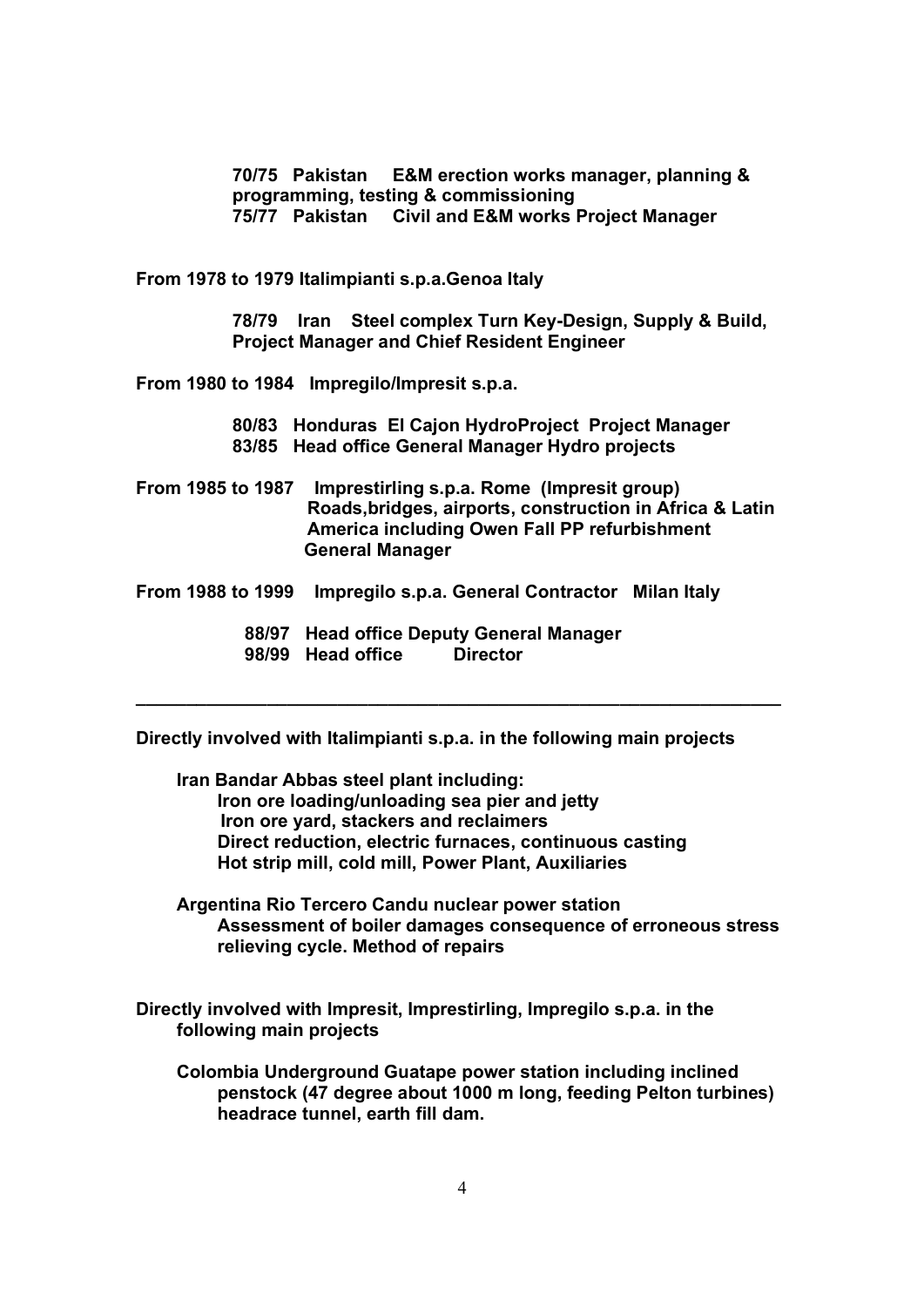**70/75 Pakistan E&M erection works manager, planning & programming, testing & commissioning**
**75/77 Pakistan Civil and E&M works Project Manager**

**From 1978 to 1979 Italimpianti s.p.a.Genoa Italy**

**78/79 Iran Steel complex Turn Key-Design, Supply & Build, Project Manager and Chief Resident Engineer**

**From 1980 to 1984 Impregilo/Impresit s.p.a.**

**80/83 Honduras El Cajon HydroProject Project Manager**
**83/85 Head office General Manager Hydro projects**

**From 1985 to 1987 Imprestirling s.p.a. Rome (Impresit group)**
**Roads,bridges, airports, construction in Africa & Latin America including Owen Fall PP refurbishment**
**General Manager**

**From 1988 to 1999 Impregilo s.p.a. General Contractor Milan Italy**

**88/97 Head office Deputy General Manager**
**98/99 Head office Director**

---

**Directly involved with Italimpianti s.p.a. in the following main projects**

**Iran Bandar Abbas steel plant including:**
**Iron ore loading/unloading sea pier and jetty**
**Iron ore yard, stackers and reclaimers**
**Direct reduction, electric furnaces, continuous casting**
**Hot strip mill, cold mill, Power Plant, Auxiliaries**

**Argentina Rio Tercero Candu nuclear power station**
**Assessment of boiler damages consequence of erroneous stress relieving cycle. Method of repairs**

**Directly involved with Impresit, Imprestirling, Impregilo s.p.a. in the following main projects**

**Colombia Underground Guatape power station including inclined penstock (47 degree about 1000 m long, feeding Pelton turbines) headrace tunnel, earth fill dam.**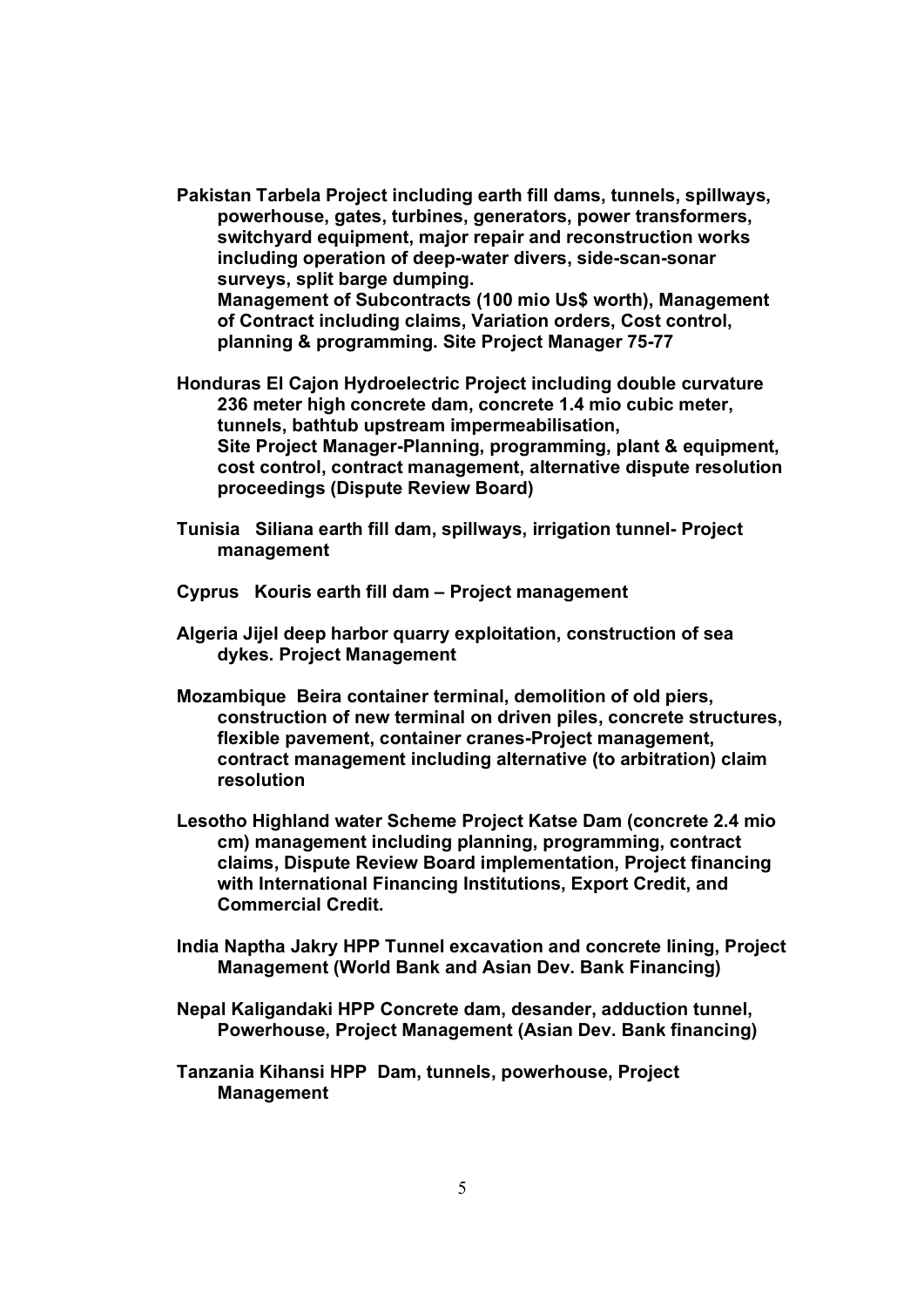**Pakistan Tarbela Project including earth fill dams, tunnels, spillways, powerhouse, gates, turbines, generators, power transformers, switchyard equipment, major repair and reconstruction works including operation of deep-water divers, side-scan-sonar surveys, split barge dumping.**
**Management of Subcontracts (100 mio Us$ worth), Management of Contract including claims, Variation orders, Cost control, planning & programming. Site Project Manager 75-77**

**Honduras El Cajon Hydroelectric Project including double curvature 236 meter high concrete dam, concrete 1.4 mio cubic meter, tunnels, bathtub upstream impermeabilisation,**
**Site Project Manager-Planning, programming, plant & equipment, cost control, contract management, alternative dispute resolution proceedings (Dispute Review Board)**

**Tunisia Siliana earth fill dam, spillways, irrigation tunnel- Project management**

**Cyprus Kouris earth fill dam – Project management**

**Algeria Jijel deep harbor quarry exploitation, construction of sea dykes. Project Management**

**Mozambique Beira container terminal, demolition of old piers, construction of new terminal on driven piles, concrete structures, flexible pavement, container cranes-Project management, contract management including alternative (to arbitration) claim resolution**

**Lesotho Highland water Scheme Project Katse Dam (concrete 2.4 mio cm) management including planning, programming, contract claims, Dispute Review Board implementation, Project financing with International Financing Institutions, Export Credit, and Commercial Credit.**

**India Naptha Jakry HPP Tunnel excavation and concrete lining, Project Management (World Bank and Asian Dev. Bank Financing)**

**Nepal Kaligandaki HPP Concrete dam, desander, adduction tunnel, Powerhouse, Project Management (Asian Dev. Bank financing)**

**Tanzania Kihansi HPP Dam, tunnels, powerhouse, Project Management**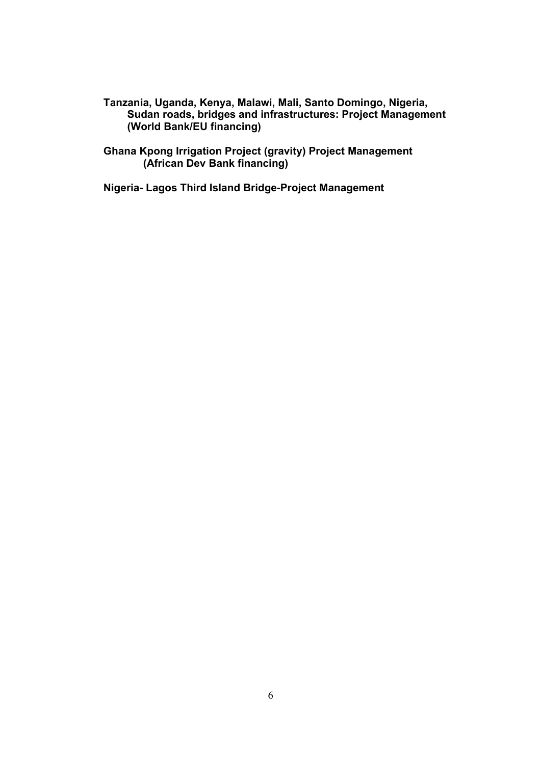**Tanzania, Uganda, Kenya, Malawi, Mali, Santo Domingo, Nigeria, Sudan roads, bridges and infrastructures: Project Management (World Bank/EU financing)**

**Ghana Kpong Irrigation Project (gravity) Project Management (African Dev Bank financing)**

**Nigeria- Lagos Third Island Bridge-Project Management**